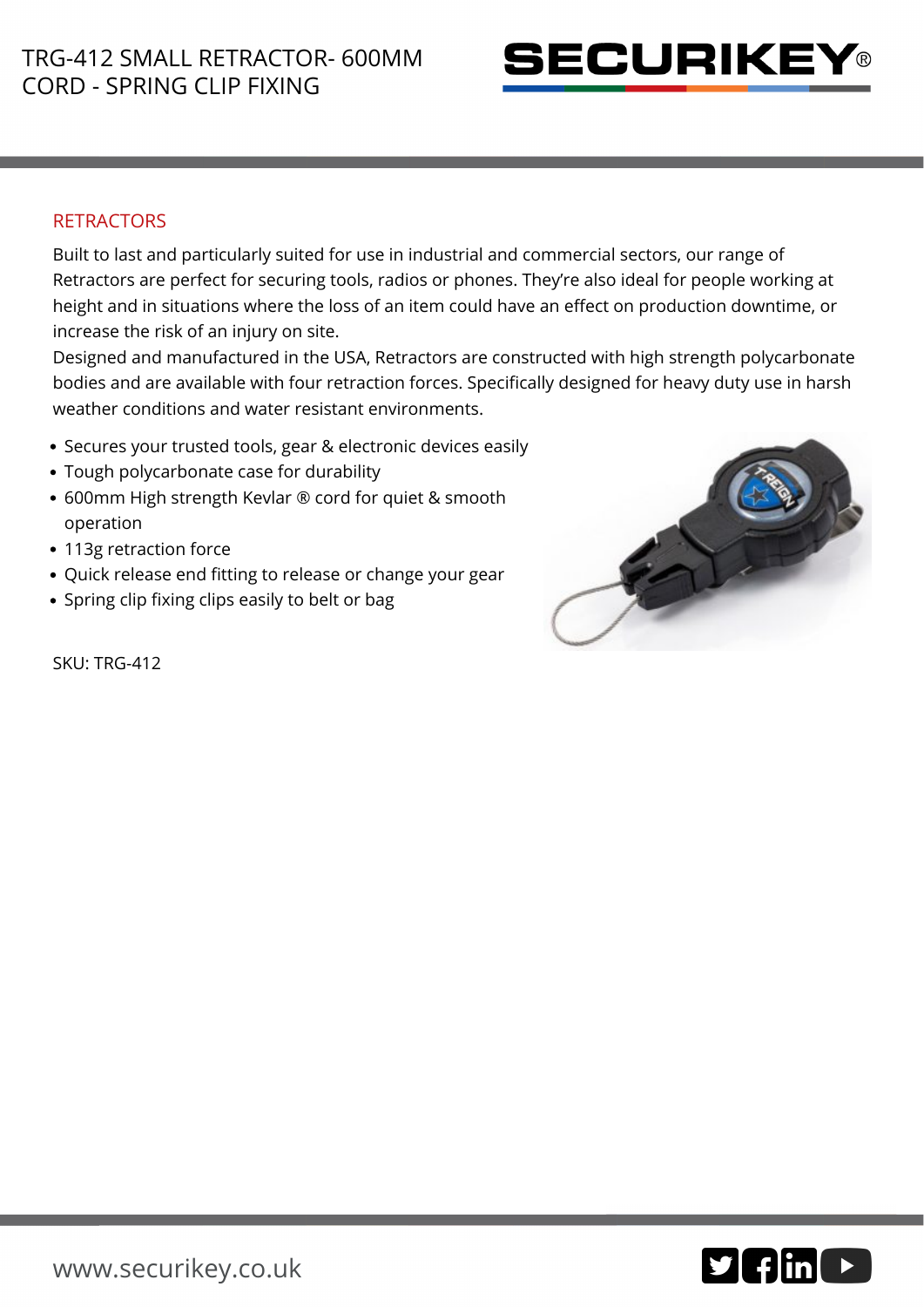# TRG-412 SMALL RETRACTOR- 600MM CORD - SPRING CLIP FIXING

SECURIKEY®

## RETRACTORS

Built to last and particularly suited for use in industrial and commercial sectors, our range of Retractors are perfect for securing tools, radios or phones. They're also ideal for people working at height and in situations where the loss of an item could have an effect on production downtime, or increase the risk of an injury on site.

Designed and manufactured in the USA, Retractors are constructed with high strength polycarbonate bodies and are available with four retraction forces. Specifically designed for heavy duty use in harsh weather conditions and water resistant environments.

- Secures your trusted tools, gear & electronic devices easily
- Tough polycarbonate case for durability
- 600mm High strength Kevlar ® cord for quiet & smooth operation
- 113g retraction force
- Quick release end fitting to release or change your gear
- Spring clip fixing clips easily to belt or bag

SKU: TRG-412

www.securikey.co.uk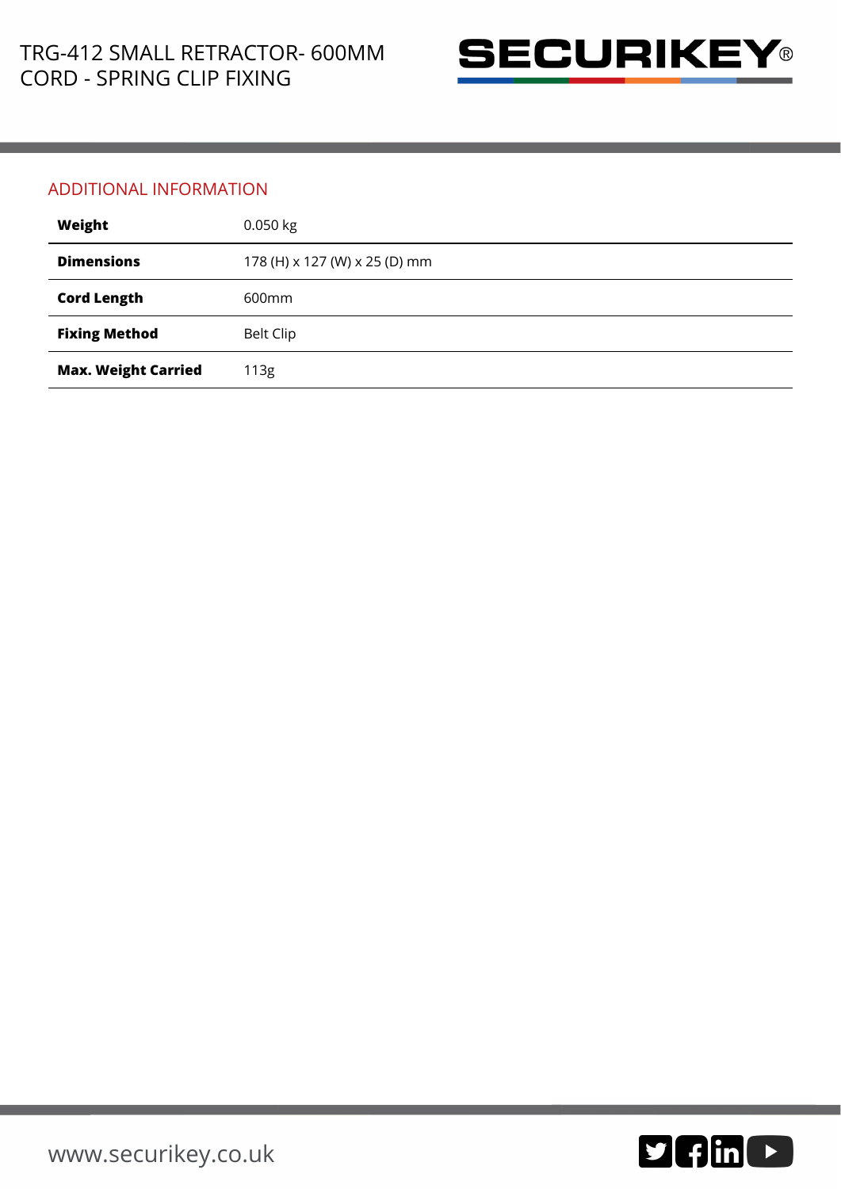## ADDITIONAL INFORMATION

| | |
|---|---|
| **Weight** | 0.050 kg |
| **Dimensions** | 178 (H) x 127 (W) x 25 (D) mm |
| **Cord Length** | 600mm |
| **Fixing Method** | Belt Clip |
| **Max. Weight Carried** | 113g |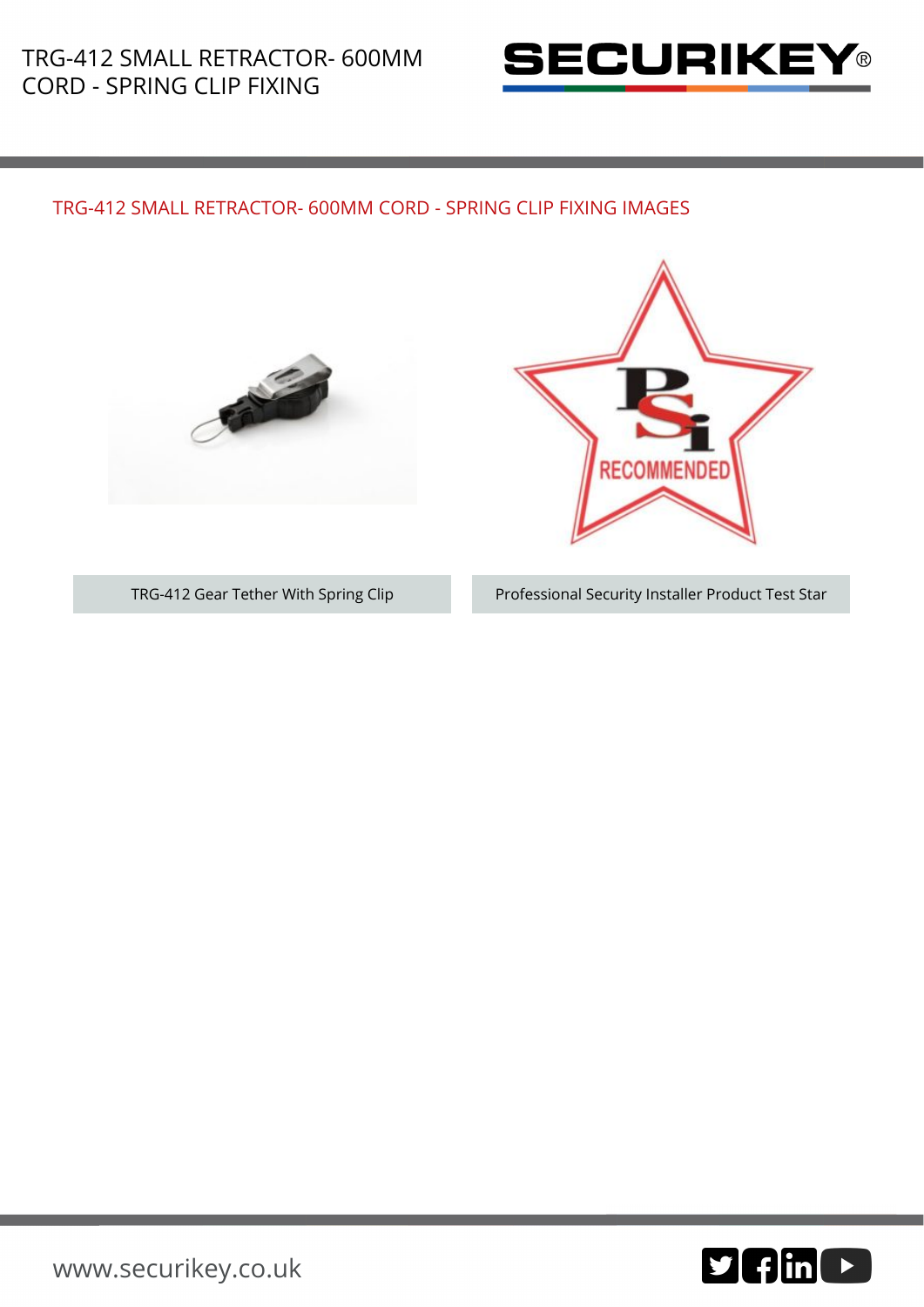## TRG-412 SMALL RETRACTOR- 600MM CORD - SPRING CLIP FIXING IMAGES

TRG-412 Gear Tether With Spring Clip

Professional Security Installer Product Test Star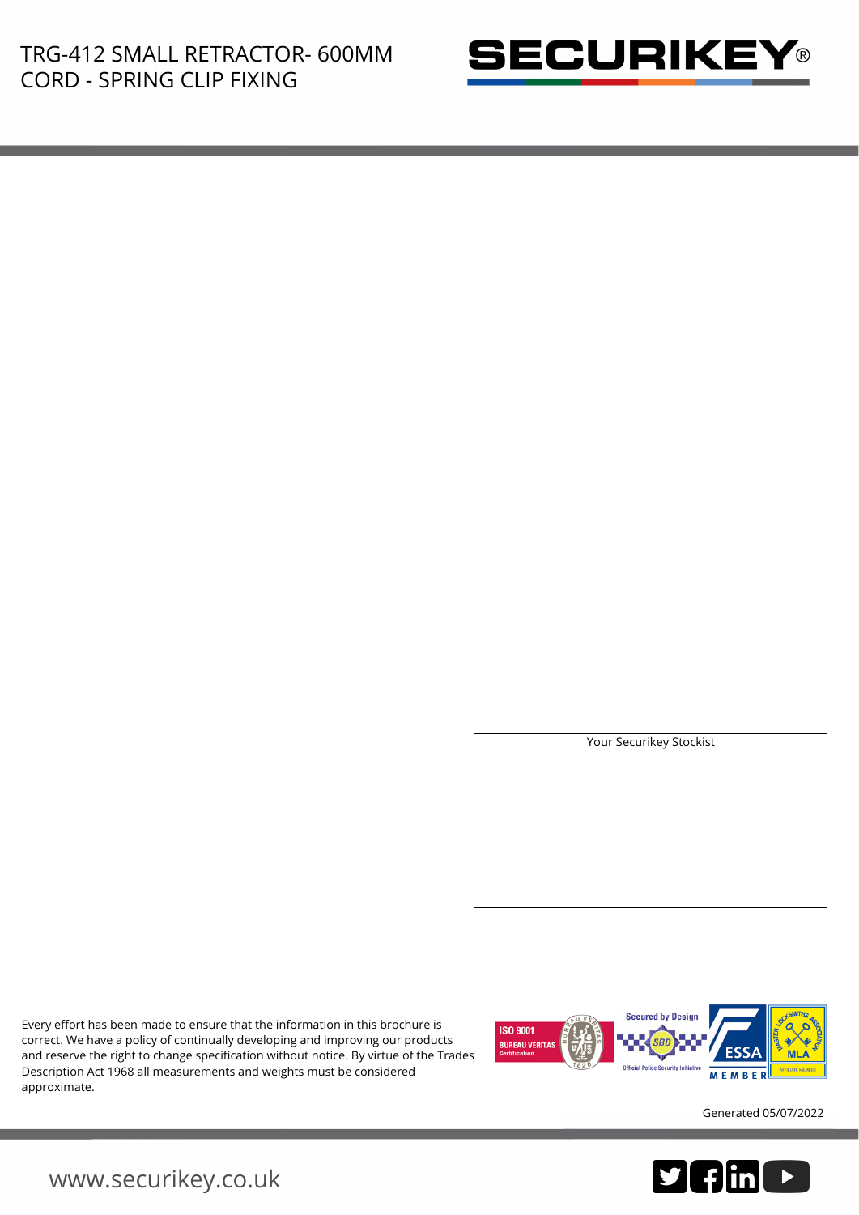# TRG-412 SMALL RETRACTOR- 600MM CORD - SPRING CLIP FIXING

Your Securikey Stockist

Every effort has been made to ensure that the information in this brochure is correct. We have a policy of continually developing and improving our products and reserve the right to change specification without notice. By virtue of the Trades Description Act 1968 all measurements and weights must be considered approximate.

Generated 05/07/2022

www.securikey.co.uk